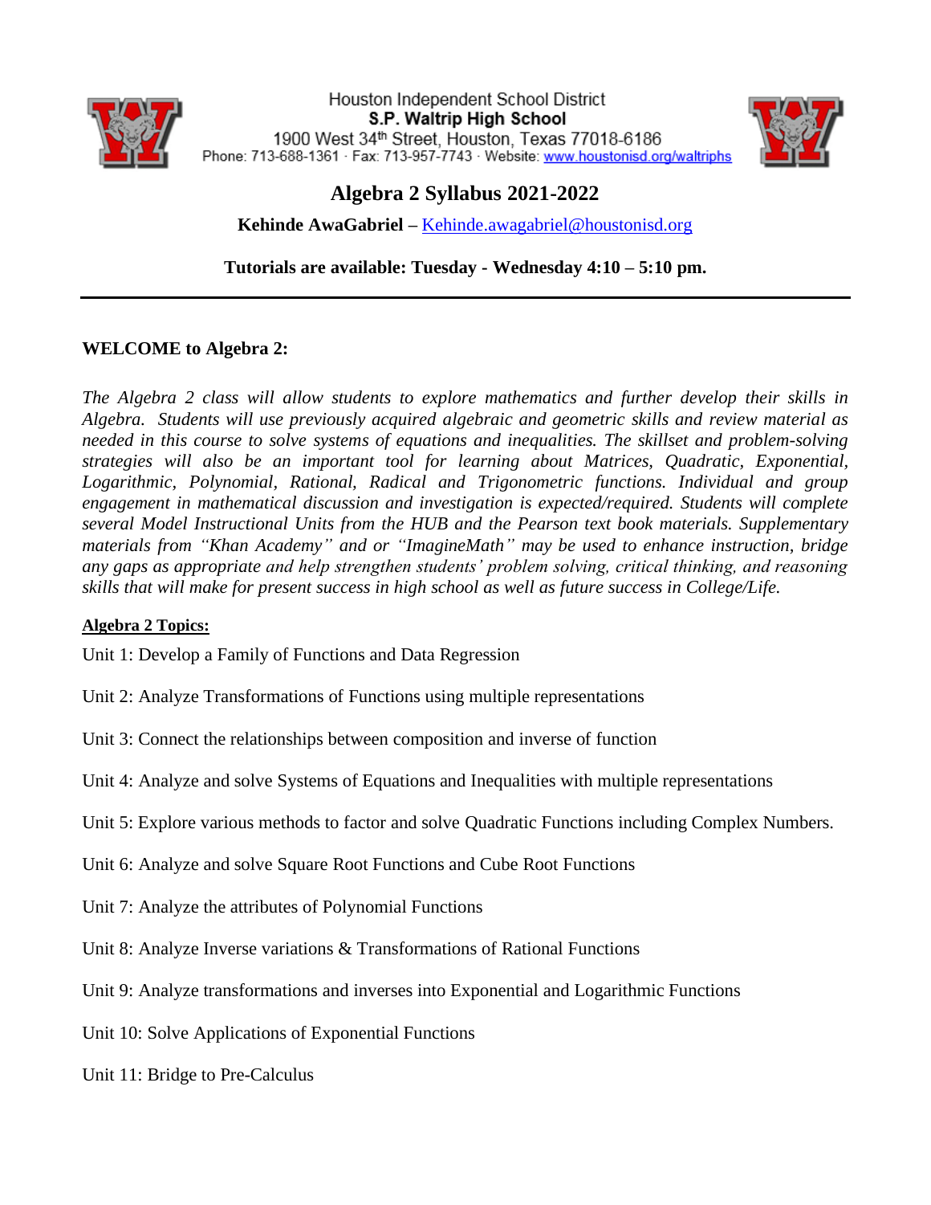Houston Independent School District
**S.P. Waltrip High School**
1900 West 34th Street, Houston, Texas 77018-6186
Phone: 713-688-1361 · Fax: 713-957-7743 · Website: www.houstonisd.org/waltriphs

# Algebra 2 Syllabus 2021-2022

**Kehinde AwaGabriel** – Kehinde.awagabriel@houstonisd.org

**Tutorials are available: Tuesday - Wednesday 4:10 – 5:10 pm.**

---

## WELCOME to Algebra 2:

*The Algebra 2 class will allow students to explore mathematics and further develop their skills in Algebra. Students will use previously acquired algebraic and geometric skills and review material as needed in this course to solve systems of equations and inequalities. The skillset and problem-solving strategies will also be an important tool for learning about Matrices, Quadratic, Exponential, Logarithmic, Polynomial, Rational, Radical and Trigonometric functions. Individual and group engagement in mathematical discussion and investigation is expected/required. Students will complete several Model Instructional Units from the HUB and the Pearson text book materials. Supplementary materials from "Khan Academy" and or "ImagineMath" may be used to enhance instruction, bridge any gaps as appropriate and help strengthen students' problem solving, critical thinking, and reasoning skills that will make for present success in high school as well as future success in College/Life.*

### Algebra 2 Topics:

Unit 1: Develop a Family of Functions and Data Regression

Unit 2: Analyze Transformations of Functions using multiple representations

Unit 3: Connect the relationships between composition and inverse of function

Unit 4: Analyze and solve Systems of Equations and Inequalities with multiple representations

Unit 5: Explore various methods to factor and solve Quadratic Functions including Complex Numbers.

Unit 6: Analyze and solve Square Root Functions and Cube Root Functions

Unit 7: Analyze the attributes of Polynomial Functions

Unit 8: Analyze Inverse variations & Transformations of Rational Functions

Unit 9: Analyze transformations and inverses into Exponential and Logarithmic Functions

Unit 10: Solve Applications of Exponential Functions

Unit 11: Bridge to Pre-Calculus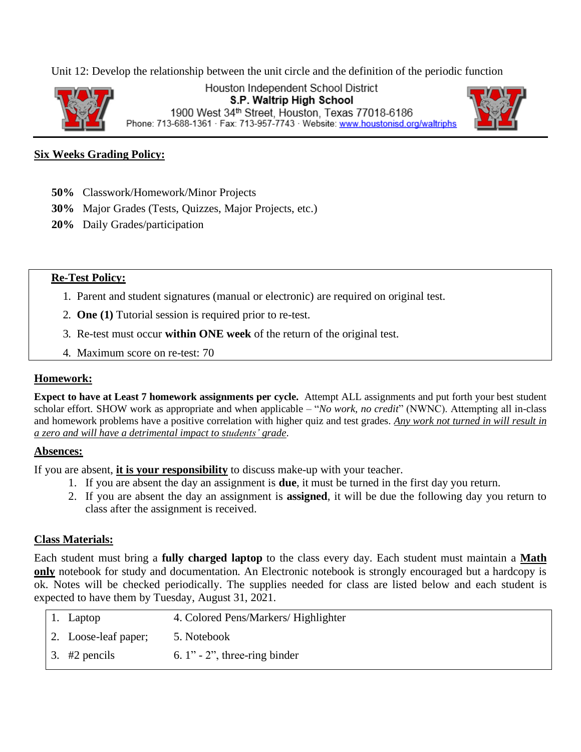Unit 12: Develop the relationship between the unit circle and the definition of the periodic function

Houston Independent School District
**S.P. Waltrip High School**
1900 West 34th Street, Houston, Texas 77018-6186
Phone: 713-688-1361 · Fax: 713-957-7743 · Website: www.houstonisd.org/waltriphs

## Six Weeks Grading Policy:

**50%** Classwork/Homework/Minor Projects
**30%** Major Grades (Tests, Quizzes, Major Projects, etc.)
**20%** Daily Grades/participation

## Re-Test Policy:

1. Parent and student signatures (manual or electronic) are required on original test.
2. **One (1)** Tutorial session is required prior to re-test.
3. Re-test must occur **within ONE week** of the return of the original test.
4. Maximum score on re-test: 70

## Homework:

**Expect to have at Least 7 homework assignments per cycle.** Attempt ALL assignments and put forth your best student scholar effort. SHOW work as appropriate and when applicable – "*No work, no credit*" (NWNC). Attempting all in-class and homework problems have a positive correlation with higher quiz and test grades. *Any work not turned in will result in a zero and will have a detrimental impact to students' grade*.

## Absences:

If you are absent, **it is your responsibility** to discuss make-up with your teacher.

1. If you are absent the day an assignment is **due**, it must be turned in the first day you return.
2. If you are absent the day an assignment is **assigned**, it will be due the following day you return to class after the assignment is received.

## Class Materials:

Each student must bring a **fully charged laptop** to the class every day. Each student must maintain a **Math only** notebook for study and documentation. An Electronic notebook is strongly encouraged but a hardcopy is ok. Notes will be checked periodically. The supplies needed for class are listed below and each student is expected to have them by Tuesday, August 31, 2021.

| | |
|---|---|
| 1. Laptop | 4. Colored Pens/Markers/ Highlighter |
| 2. Loose-leaf paper; | 5. Notebook |
| 3. #2 pencils | 6. 1" - 2", three-ring binder |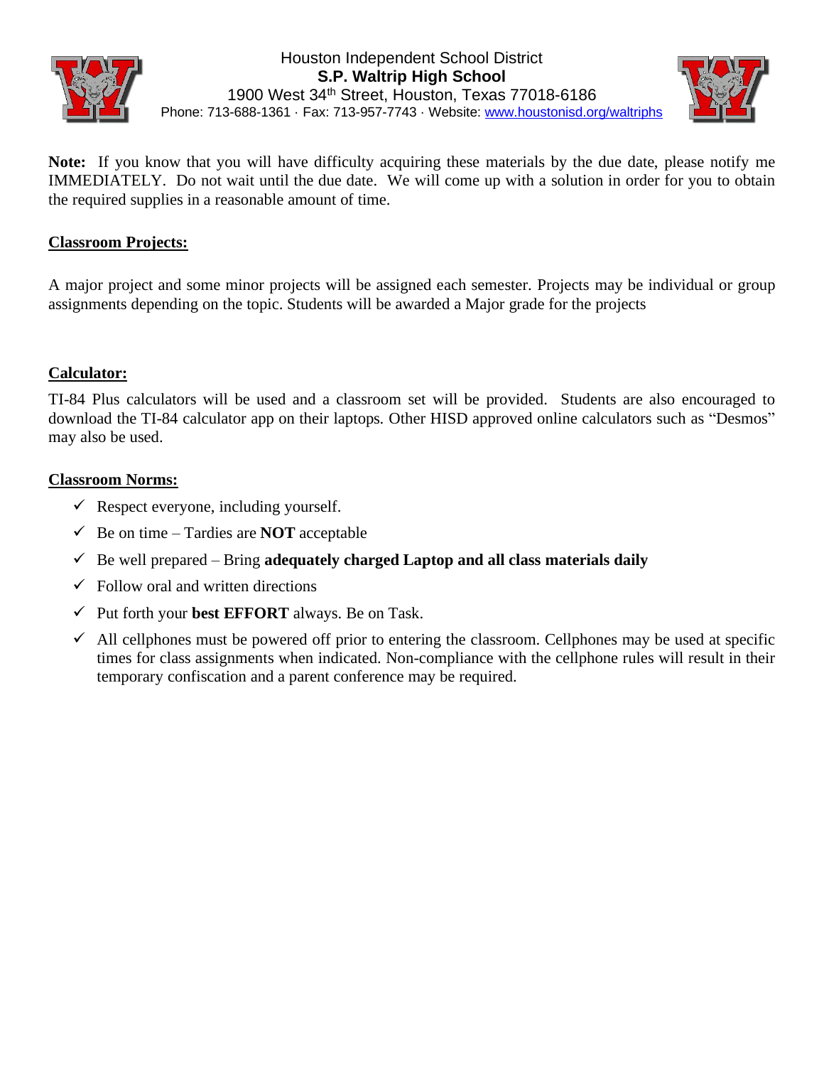Houston Independent School District
**S.P. Waltrip High School**
1900 West 34th Street, Houston, Texas 77018-6186
Phone: 713-688-1361 · Fax: 713-957-7743 · Website: www.houstonisd.org/waltriphs

**Note:** If you know that you will have difficulty acquiring these materials by the due date, please notify me IMMEDIATELY. Do not wait until the due date. We will come up with a solution in order for you to obtain the required supplies in a reasonable amount of time.

## Classroom Projects:

A major project and some minor projects will be assigned each semester. Projects may be individual or group assignments depending on the topic. Students will be awarded a Major grade for the projects

## Calculator:

TI-84 Plus calculators will be used and a classroom set will be provided. Students are also encouraged to download the TI-84 calculator app on their laptops. Other HISD approved online calculators such as "Desmos" may also be used.

## Classroom Norms:

- ✓ Respect everyone, including yourself.
- ✓ Be on time – Tardies are **NOT** acceptable
- ✓ Be well prepared – Bring **adequately charged Laptop and all class materials daily**
- ✓ Follow oral and written directions
- ✓ Put forth your **best EFFORT** always. Be on Task.
- ✓ All cellphones must be powered off prior to entering the classroom. Cellphones may be used at specific times for class assignments when indicated. Non-compliance with the cellphone rules will result in their temporary confiscation and a parent conference may be required.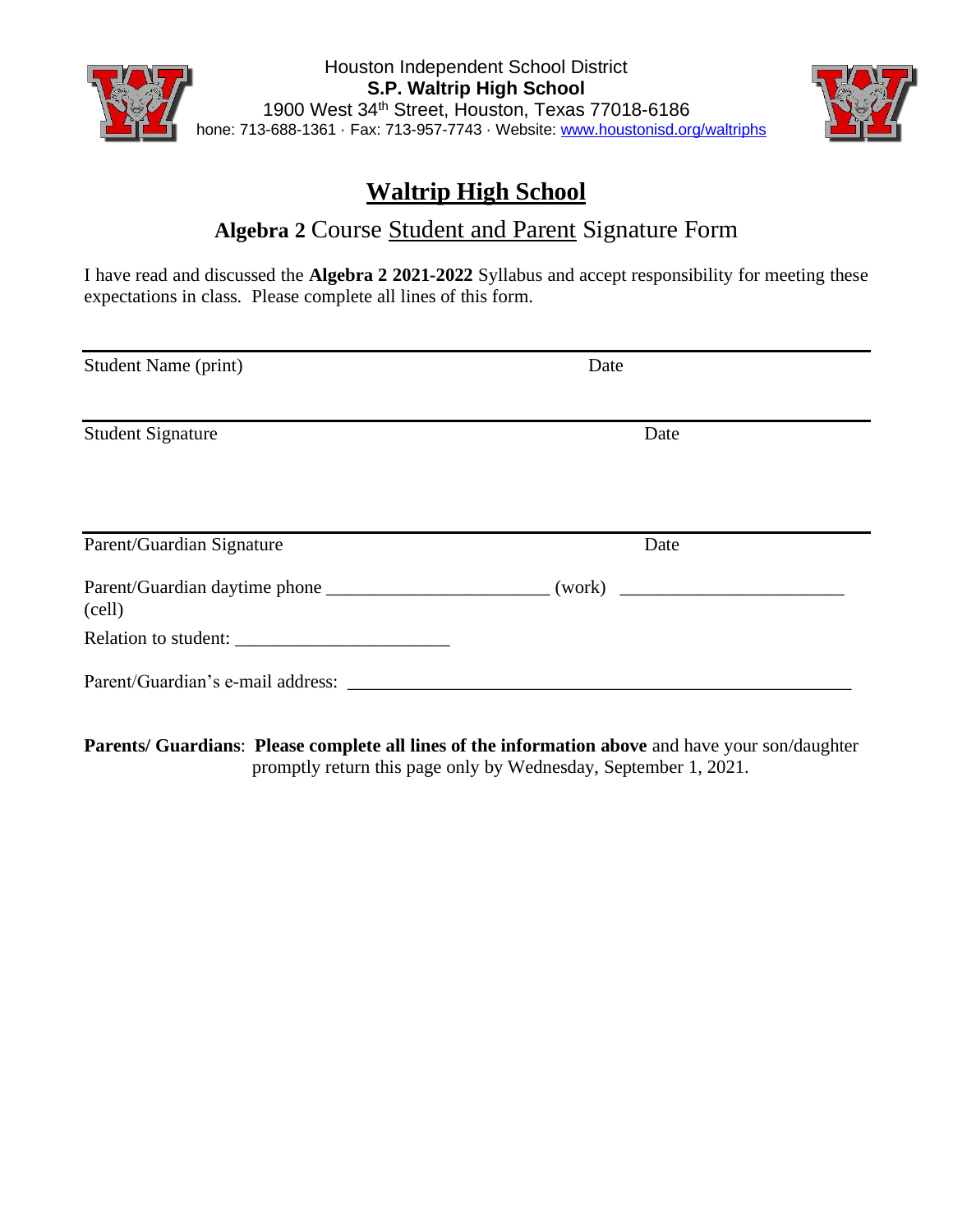Houston Independent School District
**S.P. Waltrip High School**
1900 West 34th Street, Houston, Texas 77018-6186
hone: 713-688-1361 · Fax: 713-957-7743 · Website: www.houstonisd.org/waltriphs

# Waltrip High School

## **Algebra 2** Course Student and Parent Signature Form

I have read and discussed the **Algebra 2 2021-2022** Syllabus and accept responsibility for meeting these expectations in class. Please complete all lines of this form.

Student Name (print) Date

Student Signature Date

Parent/Guardian Signature Date

Parent/Guardian daytime phone ________________________ (work) ________________________ (cell)

Relation to student: _______________________

Parent/Guardian's e-mail address: _______________________________________________________

**Parents/ Guardians**: **Please complete all lines of the information above** and have your son/daughter promptly return this page only by Wednesday, September 1, 2021.